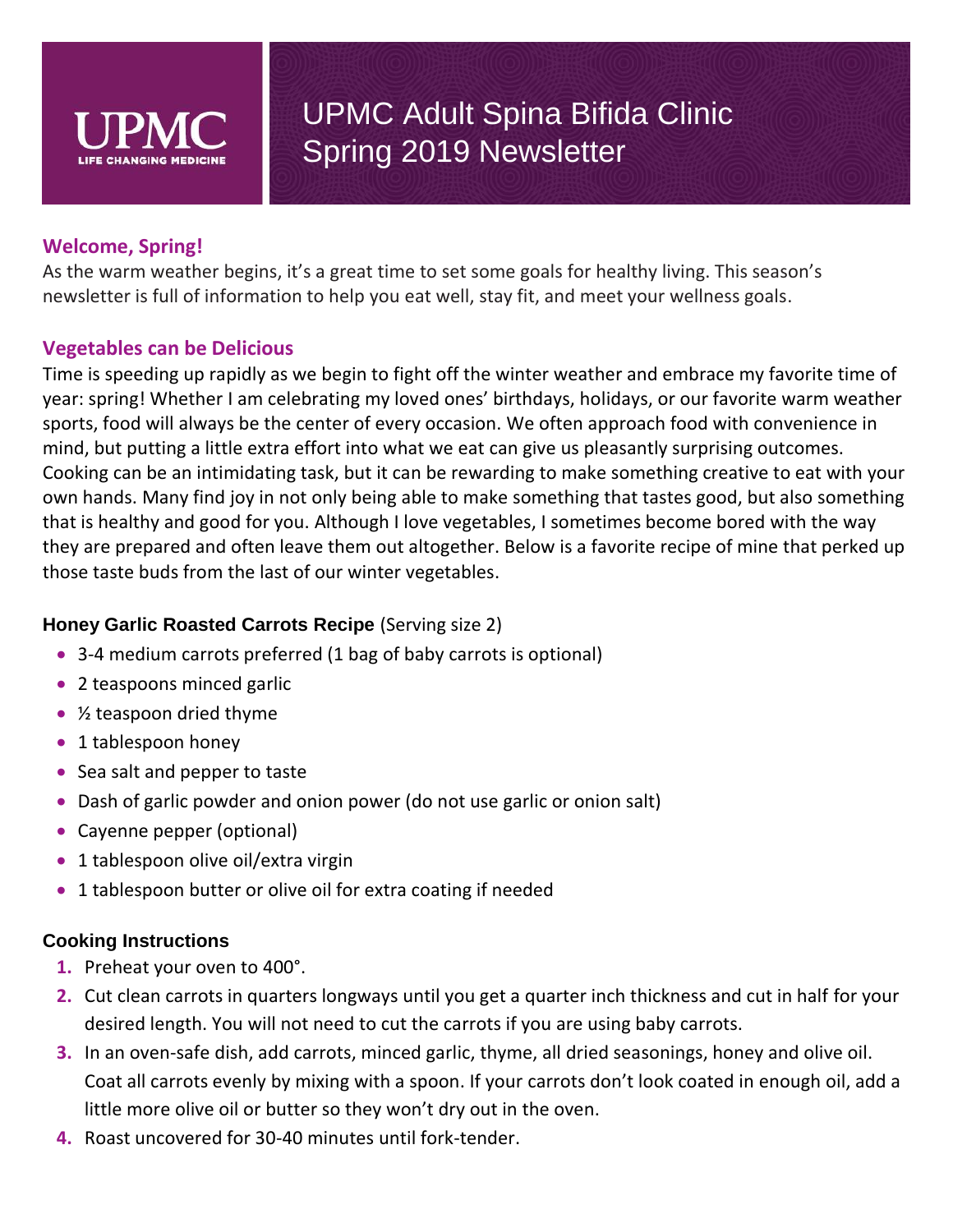# UPMC Adult Spina Bifida Clinic Spring 2019 Newsletter

UPMC LIFE CHANGING MEDICINE

## Welcome, Spring!

As the warm weather begins, it's a great time to set some goals for healthy living. This season's newsletter is full of information to help you eat well, stay fit, and meet your wellness goals.

## Vegetables can be Delicious

Time is speeding up rapidly as we begin to fight off the winter weather and embrace my favorite time of year: spring! Whether I am celebrating my loved ones' birthdays, holidays, or our favorite warm weather sports, food will always be the center of every occasion. We often approach food with convenience in mind, but putting a little extra effort into what we eat can give us pleasantly surprising outcomes. Cooking can be an intimidating task, but it can be rewarding to make something creative to eat with your own hands. Many find joy in not only being able to make something that tastes good, but also something that is healthy and good for you. Although I love vegetables, I sometimes become bored with the way they are prepared and often leave them out altogether. Below is a favorite recipe of mine that perked up those taste buds from the last of our winter vegetables.

### **Honey Garlic Roasted Carrots Recipe** (Serving size 2)

- 3-4 medium carrots preferred (1 bag of baby carrots is optional)
- 2 teaspoons minced garlic
- ½ teaspoon dried thyme
- 1 tablespoon honey
- Sea salt and pepper to taste
- Dash of garlic powder and onion power (do not use garlic or onion salt)
- Cayenne pepper (optional)
- 1 tablespoon olive oil/extra virgin
- 1 tablespoon butter or olive oil for extra coating if needed

### Cooking Instructions

1. Preheat your oven to 400°.
2. Cut clean carrots in quarters longways until you get a quarter inch thickness and cut in half for your desired length. You will not need to cut the carrots if you are using baby carrots.
3. In an oven-safe dish, add carrots, minced garlic, thyme, all dried seasonings, honey and olive oil. Coat all carrots evenly by mixing with a spoon. If your carrots don't look coated in enough oil, add a little more olive oil or butter so they won't dry out in the oven.
4. Roast uncovered for 30-40 minutes until fork-tender.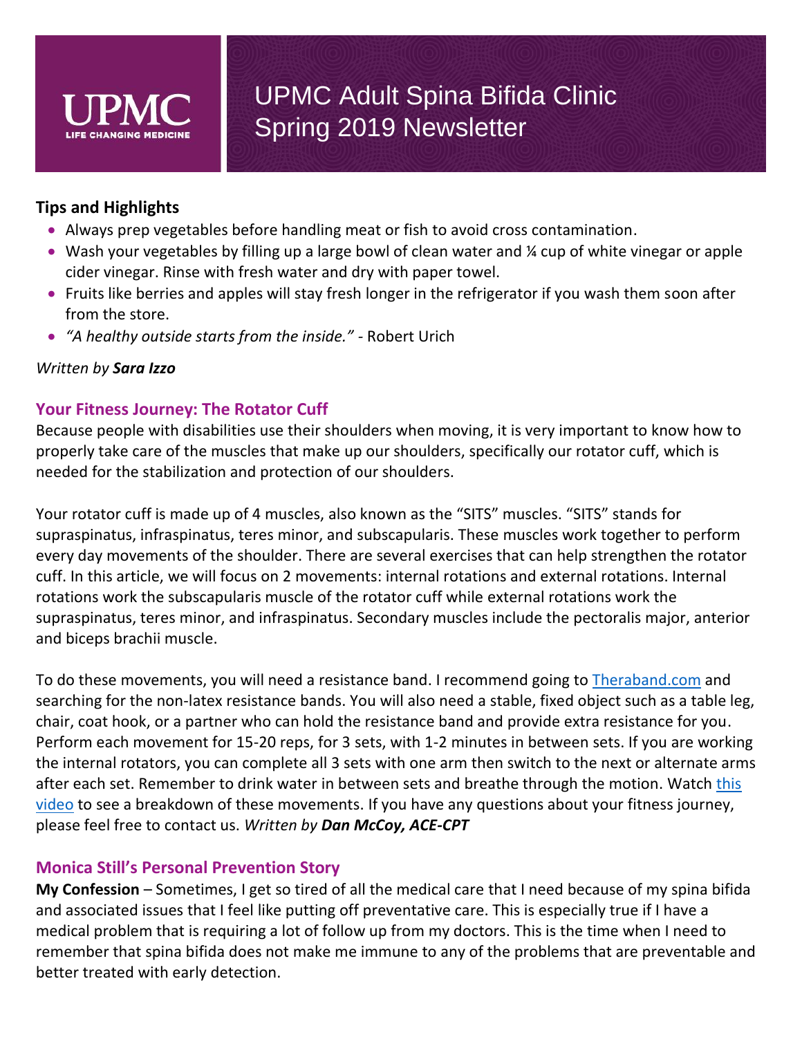# UPMC Adult Spina Bifida Clinic Spring 2019 Newsletter

**Tips and Highlights**

- Always prep vegetables before handling meat or fish to avoid cross contamination.
- Wash your vegetables by filling up a large bowl of clean water and ¼ cup of white vinegar or apple cider vinegar. Rinse with fresh water and dry with paper towel.
- Fruits like berries and apples will stay fresh longer in the refrigerator if you wash them soon after from the store.
- *"A healthy outside starts from the inside."* - Robert Urich

*Written by* ***Sara Izzo***

## Your Fitness Journey: The Rotator Cuff

Because people with disabilities use their shoulders when moving, it is very important to know how to properly take care of the muscles that make up our shoulders, specifically our rotator cuff, which is needed for the stabilization and protection of our shoulders.

Your rotator cuff is made up of 4 muscles, also known as the "SITS" muscles. "SITS" stands for supraspinatus, infraspinatus, teres minor, and subscapularis. These muscles work together to perform every day movements of the shoulder. There are several exercises that can help strengthen the rotator cuff. In this article, we will focus on 2 movements: internal rotations and external rotations. Internal rotations work the subscapularis muscle of the rotator cuff while external rotations work the supraspinatus, teres minor, and infraspinatus. Secondary muscles include the pectoralis major, anterior and biceps brachii muscle.

To do these movements, you will need a resistance band. I recommend going to Theraband.com and searching for the non-latex resistance bands. You will also need a stable, fixed object such as a table leg, chair, coat hook, or a partner who can hold the resistance band and provide extra resistance for you. Perform each movement for 15-20 reps, for 3 sets, with 1-2 minutes in between sets. If you are working the internal rotators, you can complete all 3 sets with one arm then switch to the next or alternate arms after each set. Remember to drink water in between sets and breathe through the motion. Watch this video to see a breakdown of these movements. If you have any questions about your fitness journey, please feel free to contact us. *Written by* ***Dan McCoy, ACE-CPT***

## Monica Still's Personal Prevention Story

**My Confession** – Sometimes, I get so tired of all the medical care that I need because of my spina bifida and associated issues that I feel like putting off preventative care. This is especially true if I have a medical problem that is requiring a lot of follow up from my doctors. This is the time when I need to remember that spina bifida does not make me immune to any of the problems that are preventable and better treated with early detection.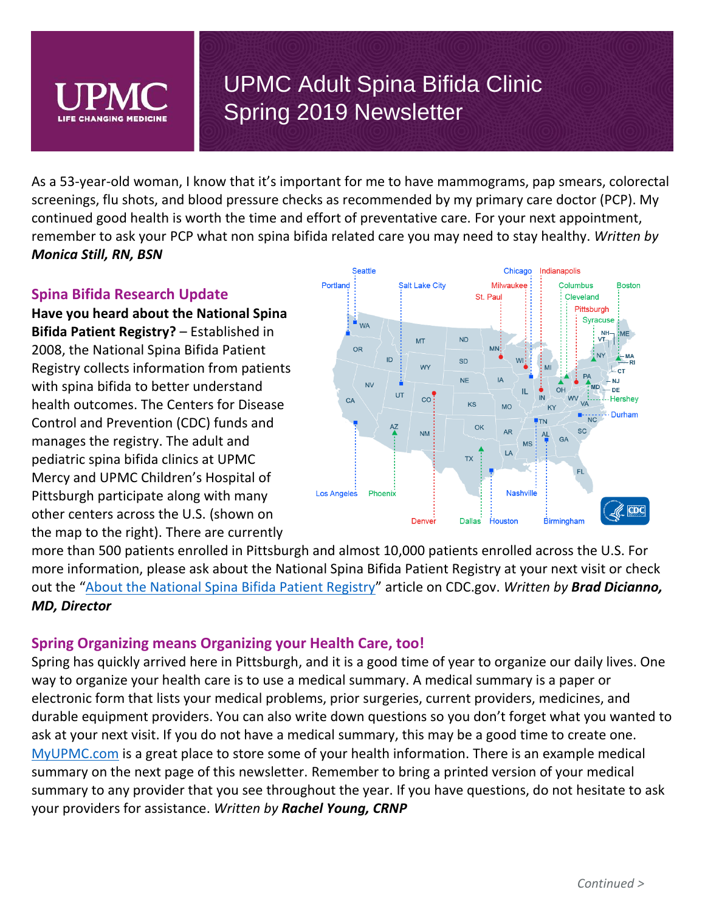# UPMC Adult Spina Bifida Clinic Spring 2019 Newsletter

As a 53-year-old woman, I know that it's important for me to have mammograms, pap smears, colorectal screenings, flu shots, and blood pressure checks as recommended by my primary care doctor (PCP). My continued good health is worth the time and effort of preventative care. For your next appointment, remember to ask your PCP what non spina bifida related care you may need to stay healthy. *Written by **Monica Still, RN, BSN***

## Spina Bifida Research Update

**Have you heard about the National Spina Bifida Patient Registry?** – Established in 2008, the National Spina Bifida Patient Registry collects information from patients with spina bifida to better understand health outcomes. The Centers for Disease Control and Prevention (CDC) funds and manages the registry. The adult and pediatric spina bifida clinics at UPMC Mercy and UPMC Children's Hospital of Pittsburgh participate along with many other centers across the U.S. (shown on the map to the right). There are currently more than 500 patients enrolled in Pittsburgh and almost 10,000 patients enrolled across the U.S. For more information, please ask about the National Spina Bifida Patient Registry at your next visit or check out the "About the National Spina Bifida Patient Registry" article on CDC.gov. *Written by **Brad Dicianno, MD, Director***

## Spring Organizing means Organizing your Health Care, too!

Spring has quickly arrived here in Pittsburgh, and it is a good time of year to organize our daily lives. One way to organize your health care is to use a medical summary. A medical summary is a paper or electronic form that lists your medical problems, prior surgeries, current providers, medicines, and durable equipment providers. You can also write down questions so you don't forget what you wanted to ask at your next visit. If you do not have a medical summary, this may be a good time to create one. MyUPMC.com is a great place to store some of your health information. There is an example medical summary on the next page of this newsletter. Remember to bring a printed version of your medical summary to any provider that you see throughout the year. If you have questions, do not hesitate to ask your providers for assistance. *Written by **Rachel Young, CRNP***

*Continued >*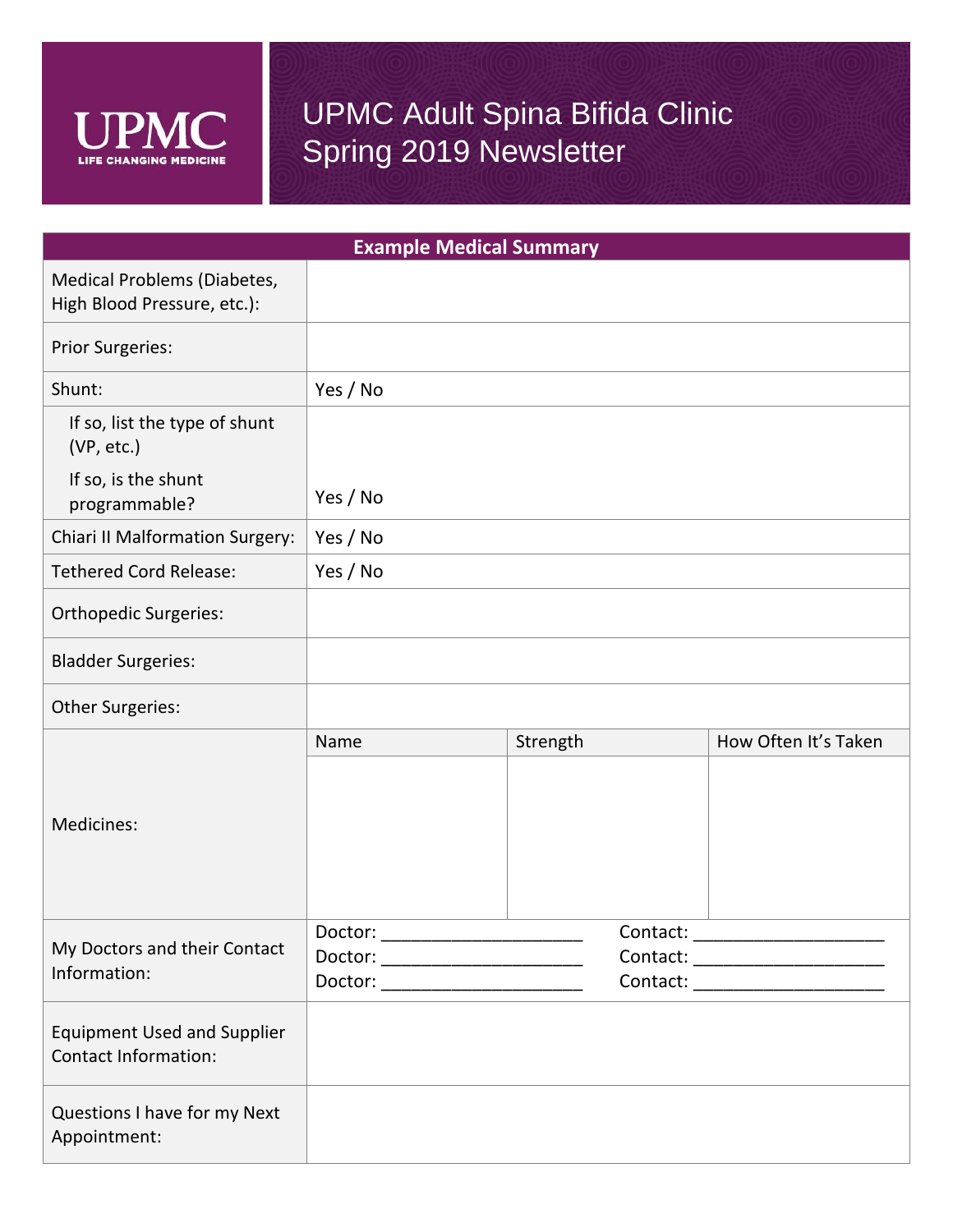UPMC Adult Spina Bifida Clinic
Spring 2019 Newsletter

| Example Medical Summary | | | |
|---|---|---|---|
| Medical Problems (Diabetes, High Blood Pressure, etc.): | | | |
| Prior Surgeries: | | | |
| Shunt: | Yes / No | | |
| If so, list the type of shunt (VP, etc.)<br>If so, is the shunt programmable? | Yes / No | | |
| Chiari II Malformation Surgery: | Yes / No | | |
| Tethered Cord Release: | Yes / No | | |
| Orthopedic Surgeries: | | | |
| Bladder Surgeries: | | | |
| Other Surgeries: | | | |
| Medicines: | Name | Strength | How Often It's Taken |
| | | | |
| My Doctors and their Contact Information: | Doctor: ____________________<br>Doctor: ____________________<br>Doctor: ____________________ | Contact: ____________________<br>Contact: ____________________<br>Contact: ____________________ | |
| Equipment Used and Supplier Contact Information: | | | |
| Questions I have for my Next Appointment: | | | |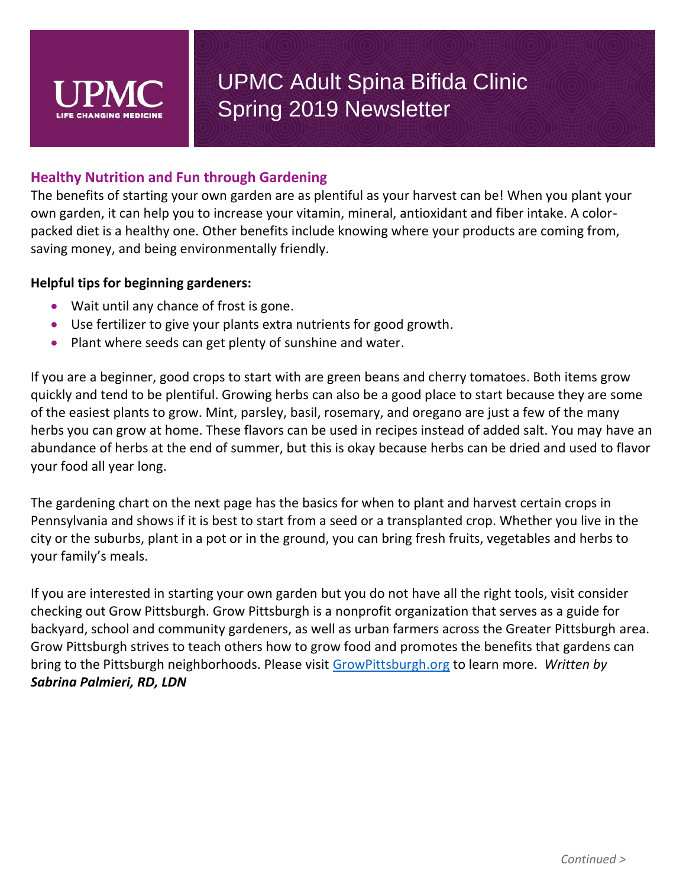# UPMC Adult Spina Bifida Clinic Spring 2019 Newsletter

## Healthy Nutrition and Fun through Gardening

The benefits of starting your own garden are as plentiful as your harvest can be! When you plant your own garden, it can help you to increase your vitamin, mineral, antioxidant and fiber intake. A color-packed diet is a healthy one. Other benefits include knowing where your products are coming from, saving money, and being environmentally friendly.

**Helpful tips for beginning gardeners:**

- Wait until any chance of frost is gone.
- Use fertilizer to give your plants extra nutrients for good growth.
- Plant where seeds can get plenty of sunshine and water.

If you are a beginner, good crops to start with are green beans and cherry tomatoes. Both items grow quickly and tend to be plentiful. Growing herbs can also be a good place to start because they are some of the easiest plants to grow. Mint, parsley, basil, rosemary, and oregano are just a few of the many herbs you can grow at home. These flavors can be used in recipes instead of added salt. You may have an abundance of herbs at the end of summer, but this is okay because herbs can be dried and used to flavor your food all year long.

The gardening chart on the next page has the basics for when to plant and harvest certain crops in Pennsylvania and shows if it is best to start from a seed or a transplanted crop. Whether you live in the city or the suburbs, plant in a pot or in the ground, you can bring fresh fruits, vegetables and herbs to your family's meals.

If you are interested in starting your own garden but you do not have all the right tools, visit consider checking out Grow Pittsburgh. Grow Pittsburgh is a nonprofit organization that serves as a guide for backyard, school and community gardeners, as well as urban farmers across the Greater Pittsburgh area. Grow Pittsburgh strives to teach others how to grow food and promotes the benefits that gardens can bring to the Pittsburgh neighborhoods. Please visit [GrowPittsburgh.org](GrowPittsburgh.org) to learn more. *Written by **Sabrina Palmieri, RD, LDN***

*Continued >*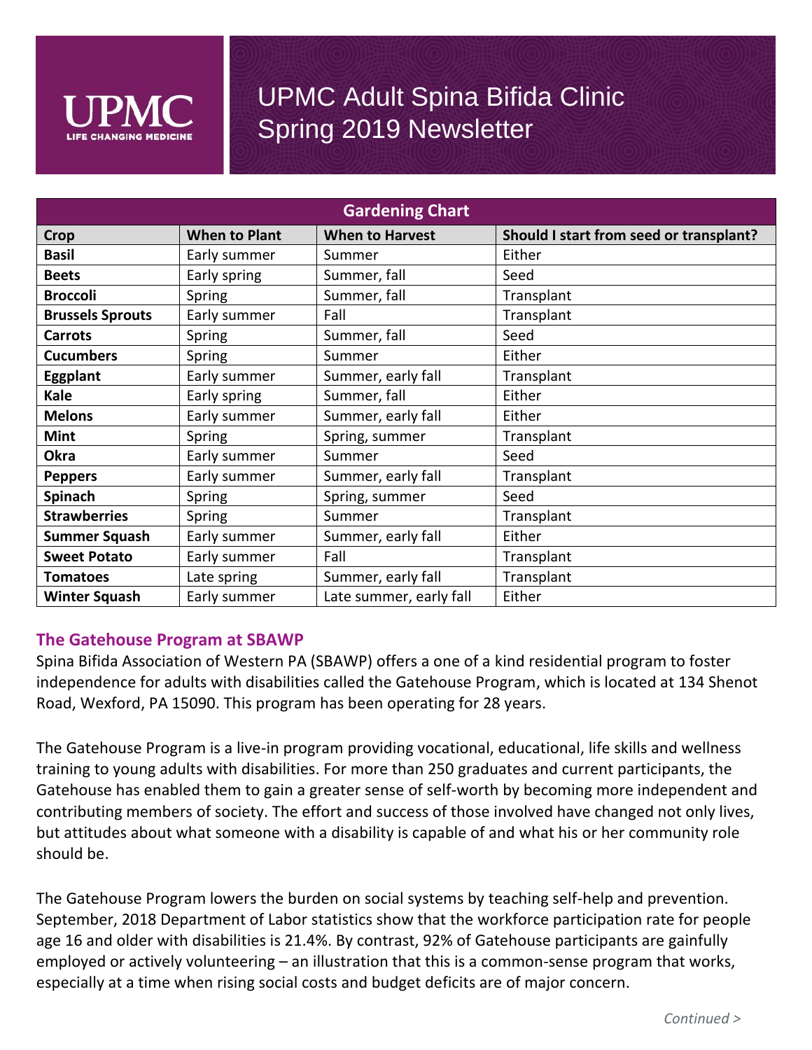# UPMC Adult Spina Bifida Clinic Spring 2019 Newsletter

| Gardening Chart | | | |
|---|---|---|---|
| **Crop** | **When to Plant** | **When to Harvest** | **Should I start from seed or transplant?** |
| **Basil** | Early summer | Summer | Either |
| **Beets** | Early spring | Summer, fall | Seed |
| **Broccoli** | Spring | Summer, fall | Transplant |
| **Brussels Sprouts** | Early summer | Fall | Transplant |
| **Carrots** | Spring | Summer, fall | Seed |
| **Cucumbers** | Spring | Summer | Either |
| **Eggplant** | Early summer | Summer, early fall | Transplant |
| **Kale** | Early spring | Summer, fall | Either |
| **Melons** | Early summer | Summer, early fall | Either |
| **Mint** | Spring | Spring, summer | Transplant |
| **Okra** | Early summer | Summer | Seed |
| **Peppers** | Early summer | Summer, early fall | Transplant |
| **Spinach** | Spring | Spring, summer | Seed |
| **Strawberries** | Spring | Summer | Transplant |
| **Summer Squash** | Early summer | Summer, early fall | Either |
| **Sweet Potato** | Early summer | Fall | Transplant |
| **Tomatoes** | Late spring | Summer, early fall | Transplant |
| **Winter Squash** | Early summer | Late summer, early fall | Either |

## The Gatehouse Program at SBAWP

Spina Bifida Association of Western PA (SBAWP) offers a one of a kind residential program to foster independence for adults with disabilities called the Gatehouse Program, which is located at 134 Shenot Road, Wexford, PA 15090. This program has been operating for 28 years.

The Gatehouse Program is a live-in program providing vocational, educational, life skills and wellness training to young adults with disabilities. For more than 250 graduates and current participants, the Gatehouse has enabled them to gain a greater sense of self-worth by becoming more independent and contributing members of society. The effort and success of those involved have changed not only lives, but attitudes about what someone with a disability is capable of and what his or her community role should be.

The Gatehouse Program lowers the burden on social systems by teaching self-help and prevention. September, 2018 Department of Labor statistics show that the workforce participation rate for people age 16 and older with disabilities is 21.4%. By contrast, 92% of Gatehouse participants are gainfully employed or actively volunteering – an illustration that this is a common-sense program that works, especially at a time when rising social costs and budget deficits are of major concern.

*Continued >*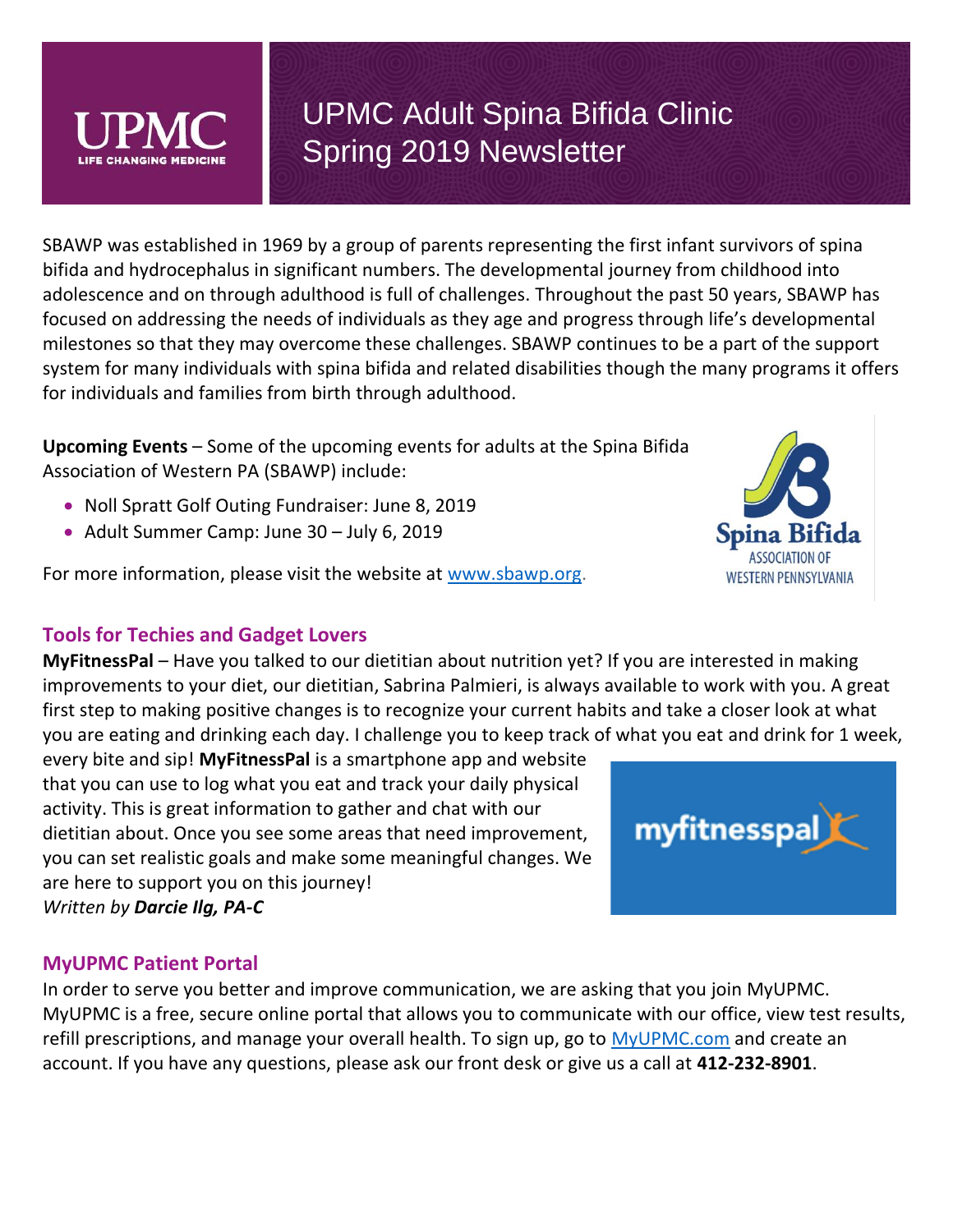# UPMC Adult Spina Bifida Clinic Spring 2019 Newsletter

SBAWP was established in 1969 by a group of parents representing the first infant survivors of spina bifida and hydrocephalus in significant numbers. The developmental journey from childhood into adolescence and on through adulthood is full of challenges. Throughout the past 50 years, SBAWP has focused on addressing the needs of individuals as they age and progress through life's developmental milestones so that they may overcome these challenges. SBAWP continues to be a part of the support system for many individuals with spina bifida and related disabilities though the many programs it offers for individuals and families from birth through adulthood.

**Upcoming Events** – Some of the upcoming events for adults at the Spina Bifida Association of Western PA (SBAWP) include:

- Noll Spratt Golf Outing Fundraiser: June 8, 2019
- Adult Summer Camp: June 30 – July 6, 2019

For more information, please visit the website at www.sbawp.org.

## Tools for Techies and Gadget Lovers

**MyFitnessPal** – Have you talked to our dietitian about nutrition yet? If you are interested in making improvements to your diet, our dietitian, Sabrina Palmieri, is always available to work with you. A great first step to making positive changes is to recognize your current habits and take a closer look at what you are eating and drinking each day. I challenge you to keep track of what you eat and drink for 1 week, every bite and sip! **MyFitnessPal** is a smartphone app and website that you can use to log what you eat and track your daily physical activity. This is great information to gather and chat with our dietitian about. Once you see some areas that need improvement, you can set realistic goals and make some meaningful changes. We are here to support you on this journey!

*Written by **Darcie Ilg, PA-C***

## MyUPMC Patient Portal

In order to serve you better and improve communication, we are asking that you join MyUPMC. MyUPMC is a free, secure online portal that allows you to communicate with our office, view test results, refill prescriptions, and manage your overall health. To sign up, go to MyUPMC.com and create an account. If you have any questions, please ask our front desk or give us a call at **412-232-8901**.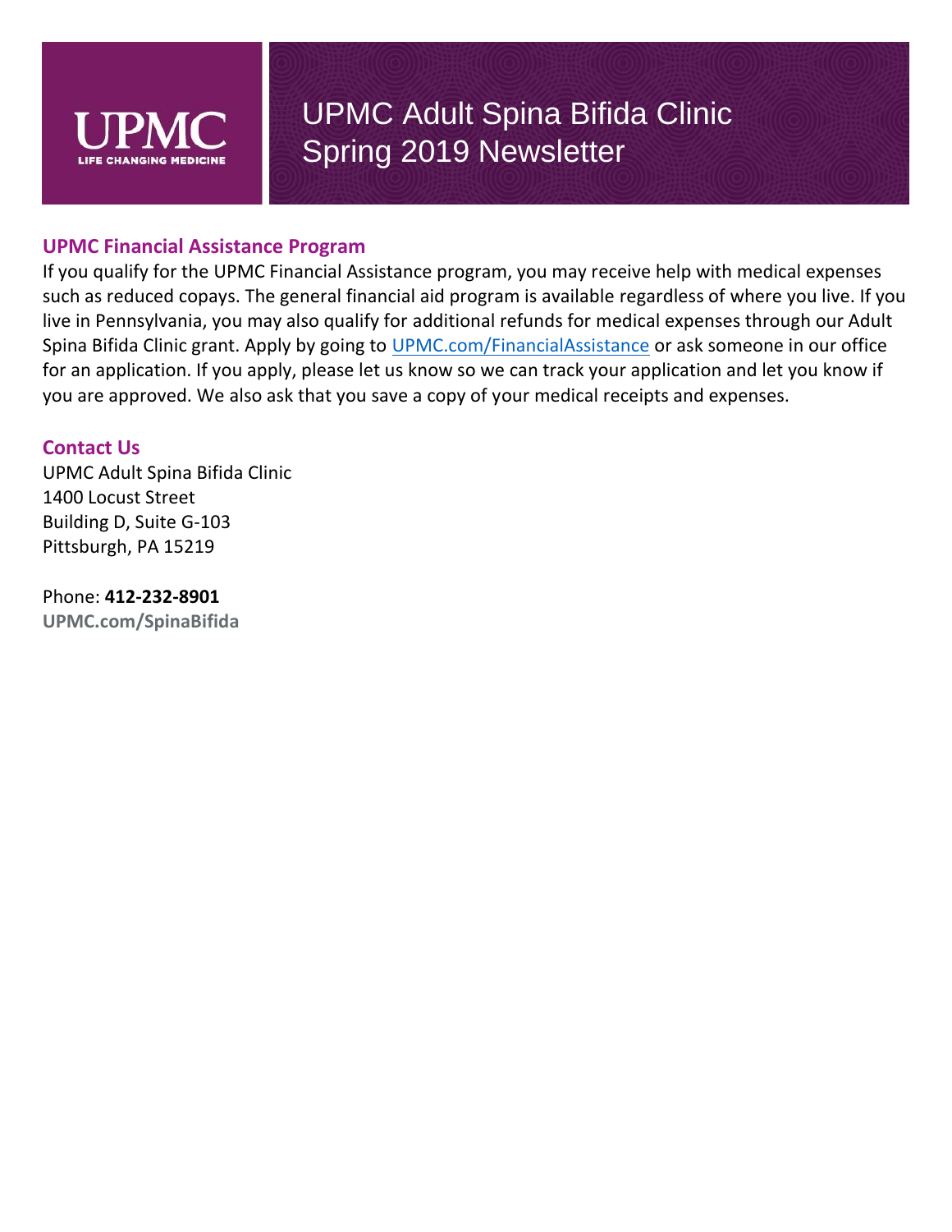## UPMC Financial Assistance Program

If you qualify for the UPMC Financial Assistance program, you may receive help with medical expenses such as reduced copays. The general financial aid program is available regardless of where you live. If you live in Pennsylvania, you may also qualify for additional refunds for medical expenses through our Adult Spina Bifida Clinic grant. Apply by going to [UPMC.com/FinancialAssistance](UPMC.com/FinancialAssistance) or ask someone in our office for an application. If you apply, please let us know so we can track your application and let you know if you are approved. We also ask that you save a copy of your medical receipts and expenses.

## Contact Us

UPMC Adult Spina Bifida Clinic
1400 Locust Street
Building D, Suite G-103
Pittsburgh, PA 15219

Phone: **412-232-8901**
**UPMC.com/SpinaBifida**